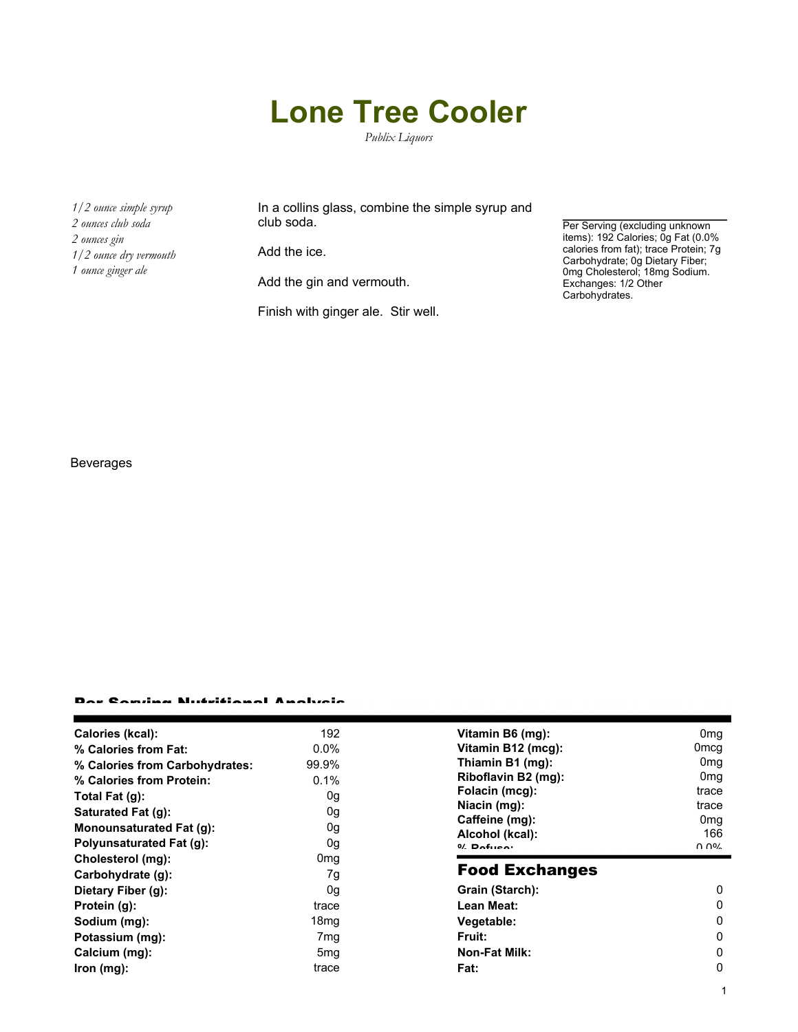# Lone Tree Cooler

*Publix Liquors*

*1/2 ounce simple syrup*
*2 ounces club soda*
*2 ounces gin*
*1/2 ounce dry vermouth*
*1 ounce ginger ale*

In a collins glass, combine the simple syrup and club soda.

Add the ice.

Add the gin and vermouth.

Finish with ginger ale. Stir well.

Per Serving (excluding unknown items): 192 Calories; 0g Fat (0.0% calories from fat); trace Protein; 7g Carbohydrate; 0g Dietary Fiber; 0mg Cholesterol; 18mg Sodium. Exchanges: 1/2 Other Carbohydrates.

Beverages

## Per Serving Nutritional Analysis

| | |
|---|---|
| **Calories (kcal):** | 192 |
| **% Calories from Fat:** | 0.0% |
| **% Calories from Carbohydrates:** | 99.9% |
| **% Calories from Protein:** | 0.1% |
| **Total Fat (g):** | 0g |
| **Saturated Fat (g):** | 0g |
| **Monounsaturated Fat (g):** | 0g |
| **Polyunsaturated Fat (g):** | 0g |
| **Cholesterol (mg):** | 0mg |
| **Carbohydrate (g):** | 7g |
| **Dietary Fiber (g):** | 0g |
| **Protein (g):** | trace |
| **Sodium (mg):** | 18mg |
| **Potassium (mg):** | 7mg |
| **Calcium (mg):** | 5mg |
| **Iron (mg):** | trace |
| **Vitamin B6 (mg):** | 0mg |
| **Vitamin B12 (mcg):** | 0mcg |
| **Thiamin B1 (mg):** | 0mg |
| **Riboflavin B2 (mg):** | 0mg |
| **Folacin (mcg):** | trace |
| **Niacin (mg):** | trace |
| **Caffeine (mg):** | 0mg |
| **Alcohol (kcal):** | 166 |
| **% Refuse:** | 0.0% |

## Food Exchanges

| | |
|---|---|
| **Grain (Starch):** | 0 |
| **Lean Meat:** | 0 |
| **Vegetable:** | 0 |
| **Fruit:** | 0 |
| **Non-Fat Milk:** | 0 |
| **Fat:** | 0 |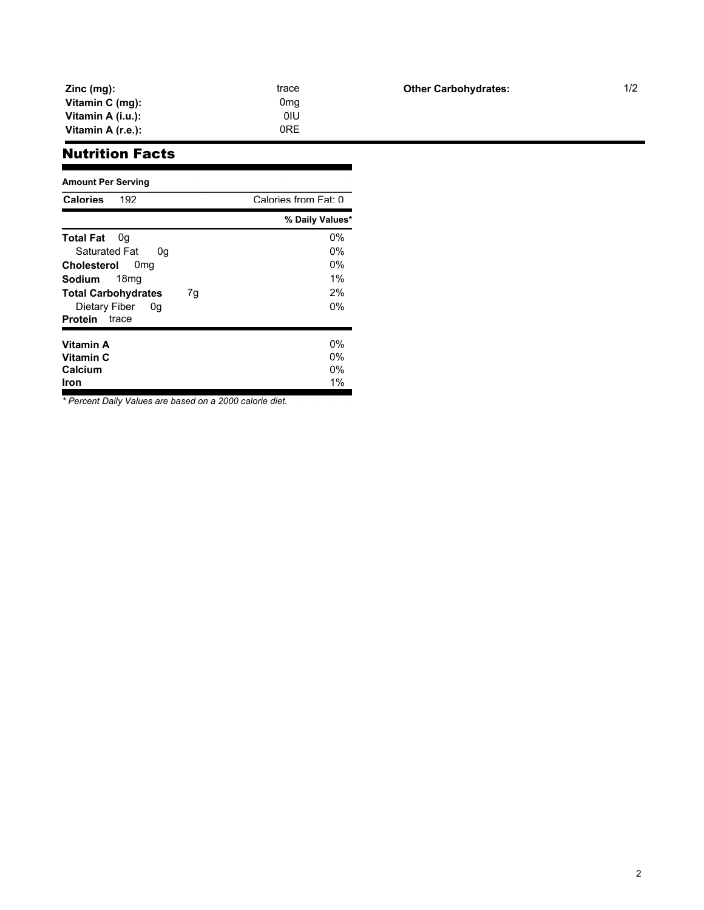| | |
|---|---|
| **Zinc (mg):** | trace |
| **Vitamin C (mg):** | 0mg |
| **Vitamin A (i.u.):** | 0IU |
| **Vitamin A (r.e.):** | 0RE |

**Other Carbohydrates:** 1/2

## Nutrition Facts

**Amount Per Serving**

**Calories** 192 — Calories from Fat: 0

| | % Daily Values* |
|---|---|
| **Total Fat** 0g | 0% |
| Saturated Fat 0g | 0% |
| **Cholesterol** 0mg | 0% |
| **Sodium** 18mg | 1% |
| **Total Carbohydrates** 7g | 2% |
| Dietary Fiber 0g | 0% |
| **Protein** trace | |
| **Vitamin A** | 0% |
| **Vitamin C** | 0% |
| **Calcium** | 0% |
| **Iron** | 1% |

*\* Percent Daily Values are based on a 2000 calorie diet.*